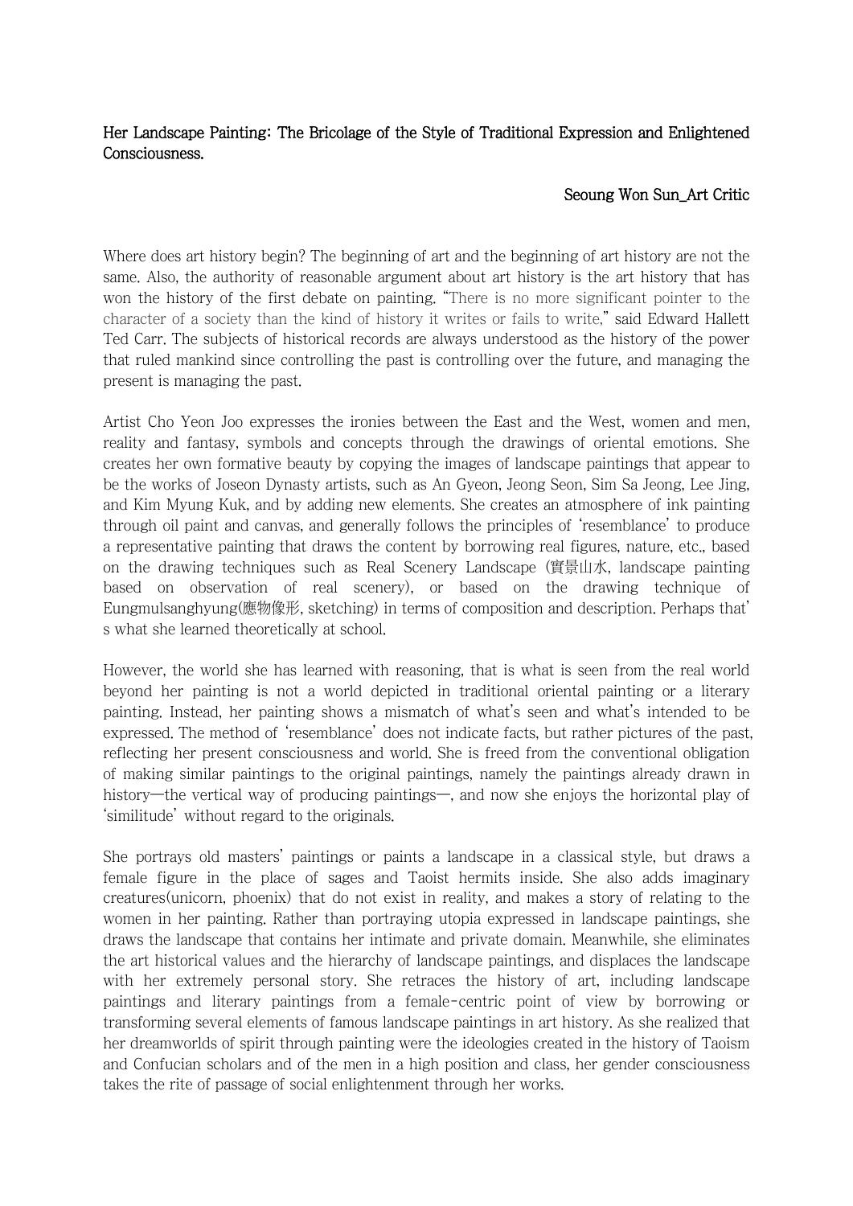# Her Landscape Painting: The Bricolage of the Style of Traditional Expression and Enlightened Consciousness.

Seoung Won Sun_Art Critic

Where does art history begin? The beginning of art and the beginning of art history are not the same. Also, the authority of reasonable argument about art history is the art history that has won the history of the first debate on painting. "There is no more significant pointer to the character of a society than the kind of history it writes or fails to write," said Edward Hallett Ted Carr. The subjects of historical records are always understood as the history of the power that ruled mankind since controlling the past is controlling over the future, and managing the present is managing the past.

Artist Cho Yeon Joo expresses the ironies between the East and the West, women and men, reality and fantasy, symbols and concepts through the drawings of oriental emotions. She creates her own formative beauty by copying the images of landscape paintings that appear to be the works of Joseon Dynasty artists, such as An Gyeon, Jeong Seon, Sim Sa Jeong, Lee Jing, and Kim Myung Kuk, and by adding new elements. She creates an atmosphere of ink painting through oil paint and canvas, and generally follows the principles of 'resemblance' to produce a representative painting that draws the content by borrowing real figures, nature, etc., based on the drawing techniques such as Real Scenery Landscape (實景山水, landscape painting based on observation of real scenery), or based on the drawing technique of Eungmulsanghyung(應物像形, sketching) in terms of composition and description. Perhaps that's what she learned theoretically at school.

However, the world she has learned with reasoning, that is what is seen from the real world beyond her painting is not a world depicted in traditional oriental painting or a literary painting. Instead, her painting shows a mismatch of what's seen and what's intended to be expressed. The method of 'resemblance' does not indicate facts, but rather pictures of the past, reflecting her present consciousness and world. She is freed from the conventional obligation of making similar paintings to the original paintings, namely the paintings already drawn in history—the vertical way of producing paintings—, and now she enjoys the horizontal play of 'similitude' without regard to the originals.

She portrays old masters' paintings or paints a landscape in a classical style, but draws a female figure in the place of sages and Taoist hermits inside. She also adds imaginary creatures(unicorn, phoenix) that do not exist in reality, and makes a story of relating to the women in her painting. Rather than portraying utopia expressed in landscape paintings, she draws the landscape that contains her intimate and private domain. Meanwhile, she eliminates the art historical values and the hierarchy of landscape paintings, and displaces the landscape with her extremely personal story. She retraces the history of art, including landscape paintings and literary paintings from a female-centric point of view by borrowing or transforming several elements of famous landscape paintings in art history. As she realized that her dreamworlds of spirit through painting were the ideologies created in the history of Taoism and Confucian scholars and of the men in a high position and class, her gender consciousness takes the rite of passage of social enlightenment through her works.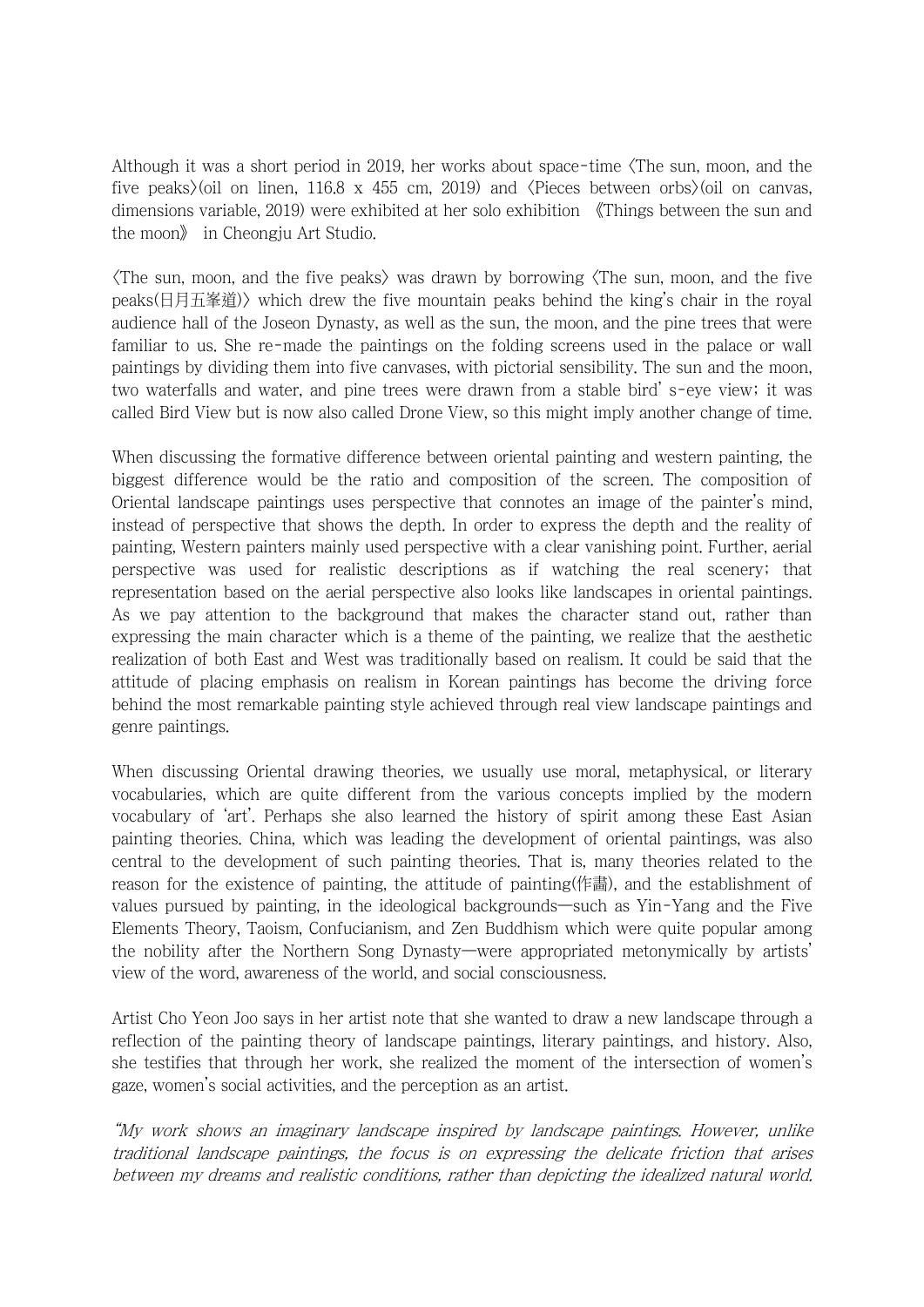Although it was a short period in 2019, her works about space-time 〈The sun, moon, and the five peaks〉(oil on linen, 116.8 x 455 cm, 2019) and 〈Pieces between orbs〉(oil on canvas, dimensions variable, 2019) were exhibited at her solo exhibition 《Things between the sun and the moon》 in Cheongju Art Studio.

〈The sun, moon, and the five peaks〉 was drawn by borrowing 〈The sun, moon, and the five peaks(日月五峯道)〉 which drew the five mountain peaks behind the king's chair in the royal audience hall of the Joseon Dynasty, as well as the sun, the moon, and the pine trees that were familiar to us. She re-made the paintings on the folding screens used in the palace or wall paintings by dividing them into five canvases, with pictorial sensibility. The sun and the moon, two waterfalls and water, and pine trees were drawn from a stable bird' s-eye view; it was called Bird View but is now also called Drone View, so this might imply another change of time.

When discussing the formative difference between oriental painting and western painting, the biggest difference would be the ratio and composition of the screen. The composition of Oriental landscape paintings uses perspective that connotes an image of the painter's mind, instead of perspective that shows the depth. In order to express the depth and the reality of painting, Western painters mainly used perspective with a clear vanishing point. Further, aerial perspective was used for realistic descriptions as if watching the real scenery; that representation based on the aerial perspective also looks like landscapes in oriental paintings. As we pay attention to the background that makes the character stand out, rather than expressing the main character which is a theme of the painting, we realize that the aesthetic realization of both East and West was traditionally based on realism. It could be said that the attitude of placing emphasis on realism in Korean paintings has become the driving force behind the most remarkable painting style achieved through real view landscape paintings and genre paintings.

When discussing Oriental drawing theories, we usually use moral, metaphysical, or literary vocabularies, which are quite different from the various concepts implied by the modern vocabulary of 'art'. Perhaps she also learned the history of spirit among these East Asian painting theories. China, which was leading the development of oriental paintings, was also central to the development of such painting theories. That is, many theories related to the reason for the existence of painting, the attitude of painting(作畵), and the establishment of values pursued by painting, in the ideological backgrounds—such as Yin-Yang and the Five Elements Theory, Taoism, Confucianism, and Zen Buddhism which were quite popular among the nobility after the Northern Song Dynasty—were appropriated metonymically by artists' view of the word, awareness of the world, and social consciousness.

Artist Cho Yeon Joo says in her artist note that she wanted to draw a new landscape through a reflection of the painting theory of landscape paintings, literary paintings, and history. Also, she testifies that through her work, she realized the moment of the intersection of women's gaze, women's social activities, and the perception as an artist.

*"My work shows an imaginary landscape inspired by landscape paintings. However, unlike traditional landscape paintings, the focus is on expressing the delicate friction that arises between my dreams and realistic conditions, rather than depicting the idealized natural world.*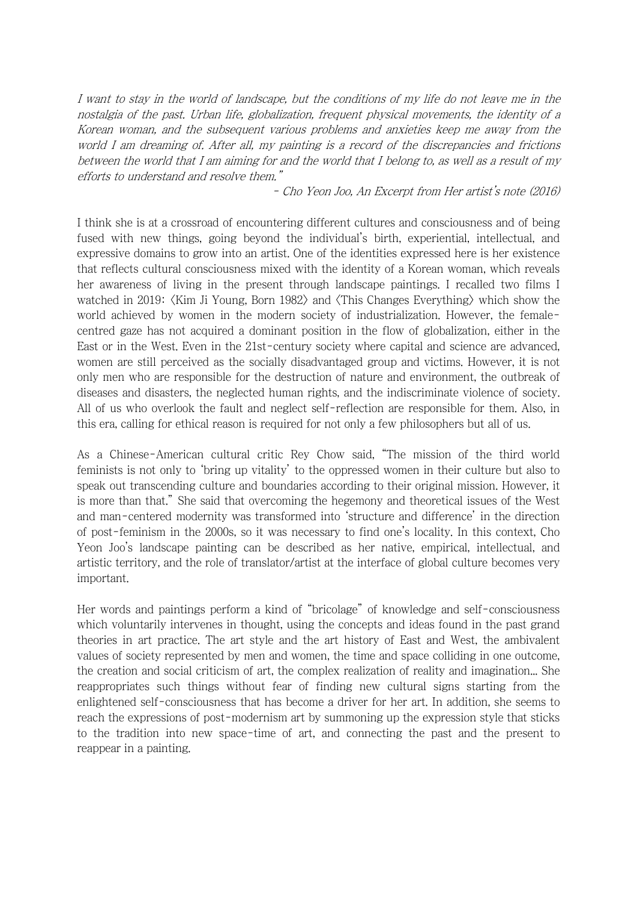*I want to stay in the world of landscape, but the conditions of my life do not leave me in the nostalgia of the past. Urban life, globalization, frequent physical movements, the identity of a Korean woman, and the subsequent various problems and anxieties keep me away from the world I am dreaming of. After all, my painting is a record of the discrepancies and frictions between the world that I am aiming for and the world that I belong to, as well as a result of my efforts to understand and resolve them."*

*- Cho Yeon Joo, An Excerpt from Her artist's note (2016)*

I think she is at a crossroad of encountering different cultures and consciousness and of being fused with new things, going beyond the individual's birth, experiential, intellectual, and expressive domains to grow into an artist. One of the identities expressed here is her existence that reflects cultural consciousness mixed with the identity of a Korean woman, which reveals her awareness of living in the present through landscape paintings. I recalled two films I watched in 2019: 〈Kim Ji Young, Born 1982〉 and 〈This Changes Everything〉 which show the world achieved by women in the modern society of industrialization. However, the female-centred gaze has not acquired a dominant position in the flow of globalization, either in the East or in the West. Even in the 21st-century society where capital and science are advanced, women are still perceived as the socially disadvantaged group and victims. However, it is not only men who are responsible for the destruction of nature and environment, the outbreak of diseases and disasters, the neglected human rights, and the indiscriminate violence of society. All of us who overlook the fault and neglect self-reflection are responsible for them. Also, in this era, calling for ethical reason is required for not only a few philosophers but all of us.

As a Chinese-American cultural critic Rey Chow said, "The mission of the third world feminists is not only to 'bring up vitality' to the oppressed women in their culture but also to speak out transcending culture and boundaries according to their original mission. However, it is more than that." She said that overcoming the hegemony and theoretical issues of the West and man-centered modernity was transformed into 'structure and difference' in the direction of post-feminism in the 2000s, so it was necessary to find one's locality. In this context, Cho Yeon Joo's landscape painting can be described as her native, empirical, intellectual, and artistic territory, and the role of translator/artist at the interface of global culture becomes very important.

Her words and paintings perform a kind of "bricolage" of knowledge and self-consciousness which voluntarily intervenes in thought, using the concepts and ideas found in the past grand theories in art practice. The art style and the art history of East and West, the ambivalent values of society represented by men and women, the time and space colliding in one outcome, the creation and social criticism of art, the complex realization of reality and imagination... She reappropriates such things without fear of finding new cultural signs starting from the enlightened self-consciousness that has become a driver for her art. In addition, she seems to reach the expressions of post-modernism art by summoning up the expression style that sticks to the tradition into new space-time of art, and connecting the past and the present to reappear in a painting.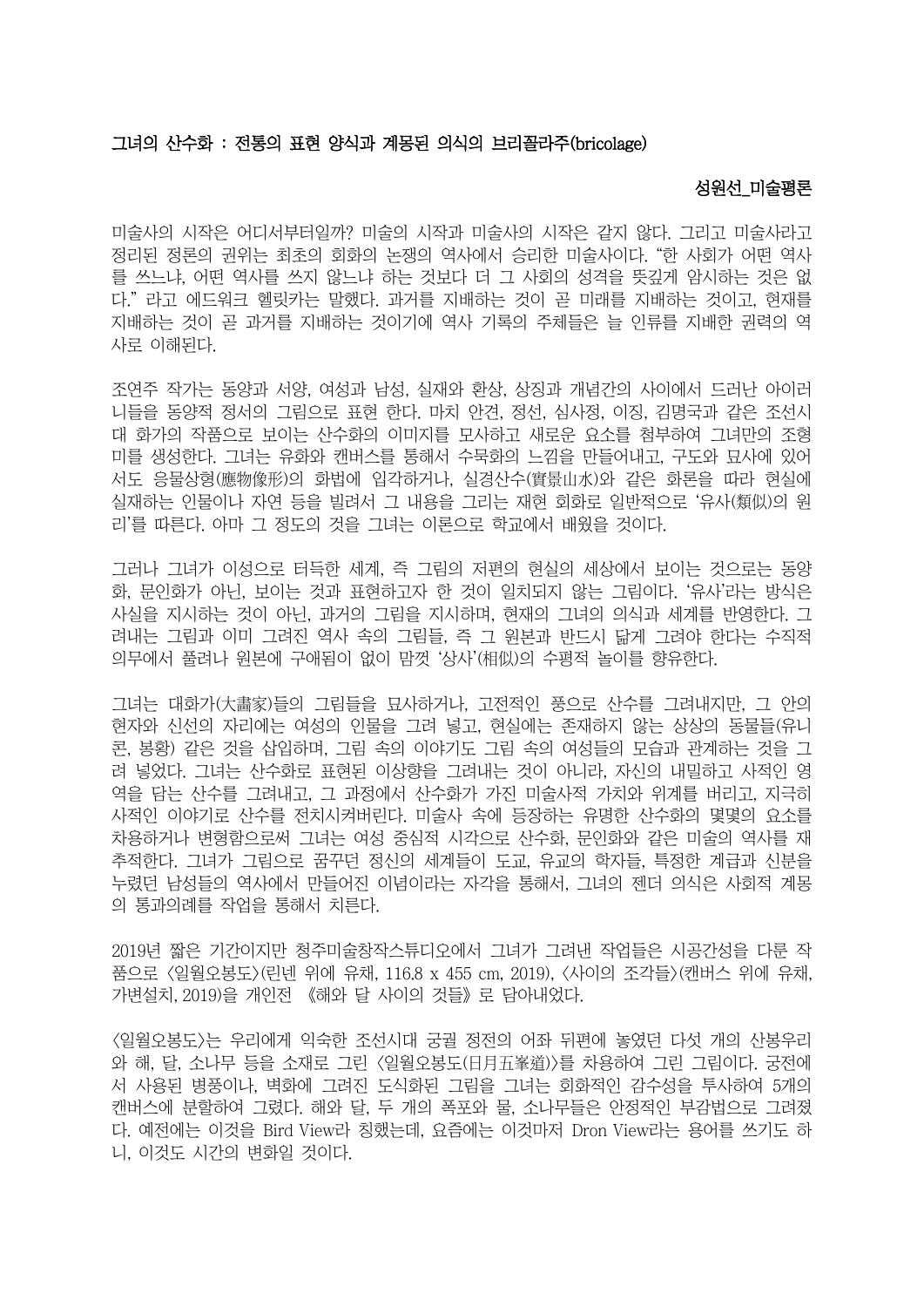## 그녀의 산수화 : 전통의 표현 양식과 계몽된 의식의 브리꼴라주(bricolage)

**성원선_미술평론**

미술사의 시작은 어디서부터일까? 미술의 시작과 미술사의 시작은 같지 않다. 그리고 미술사라고 정리된 정론의 권위는 최초의 회화의 논쟁의 역사에서 승리한 미술사이다. "한 사회가 어떤 역사를 쓰느냐, 어떤 역사를 쓰지 않느냐 하는 것보다 더 그 사회의 성격을 뜻깊게 암시하는 것은 없다." 라고 에드워크 헬릿카는 말했다. 과거를 지배하는 것이 곧 미래를 지배하는 것이고, 현재를 지배하는 것이 곧 과거를 지배하는 것이기에 역사 기록의 주체들은 늘 인류를 지배한 권력의 역사로 이해된다.

조연주 작가는 동양과 서양, 여성과 남성, 실재와 환상, 상징과 개념간의 사이에서 드러난 아이러니들을 동양적 정서의 그림으로 표현 한다. 마치 안견, 정선, 심사정, 이징, 김명국과 같은 조선시대 화가의 작품으로 보이는 산수화의 이미지를 모사하고 새로운 요소를 첨부하여 그녀만의 조형미를 생성한다. 그녀는 유화와 캔버스를 통해서 수묵화의 느낌을 만들어내고, 구도와 묘사에 있어서도 응물상형(應物像形)의 화법에 입각하거나, 실경산수(實景山水)와 같은 화론을 따라 현실에 실재하는 인물이나 자연 등을 빌려서 그 내용을 그리는 재현 회화로 일반적으로 '유사(類似)의 원리'를 따른다. 아마 그 정도의 것을 그녀는 이론으로 학교에서 배웠을 것이다.

그러나 그녀가 이성으로 터득한 세계, 즉 그림의 저편의 현실의 세상에서 보이는 것으로는 동양화, 문인화가 아닌, 보이는 것과 표현하고자 한 것이 일치되지 않는 그림이다. '유사'라는 방식은 사실을 지시하는 것이 아닌, 과거의 그림을 지시하며, 현재의 그녀의 의식과 세계를 반영한다. 그려내는 그림과 이미 그려진 역사 속의 그림들, 즉 그 원본과 반드시 닮게 그려야 한다는 수직적 의무에서 풀려나 원본에 구애됨이 없이 맘껏 '상사'(相似)의 수평적 놀이를 향유한다.

그녀는 대화가(大畵家)들의 그림들을 묘사하거나, 고전적인 풍으로 산수를 그려내지만, 그 안의 현자와 신선의 자리에는 여성의 인물을 그려 넣고, 현실에는 존재하지 않는 상상의 동물들(유니콘, 봉황) 같은 것을 삽입하며, 그림 속의 이야기도 그림 속의 여성들의 모습과 관계하는 것을 그려 넣었다. 그녀는 산수화로 표현된 이상향을 그려내는 것이 아니라, 자신의 내밀하고 사적인 영역을 담는 산수를 그려내고, 그 과정에서 산수화가 가진 미술사적 가치와 위계를 버리고, 지극히 사적인 이야기로 산수를 전치시켜버린다. 미술사 속에 등장하는 유명한 산수화의 몇몇의 요소를 차용하거나 변형함으로써 그녀는 여성 중심적 시각으로 산수화, 문인화와 같은 미술의 역사를 재추적한다. 그녀가 그림으로 꿈꾸던 정신의 세계들이 도교, 유교의 학자들, 특정한 계급과 신분을 누렸던 남성들의 역사에서 만들어진 이념이라는 자각을 통해서, 그녀의 젠더 의식은 사회적 계몽의 통과의례를 작업을 통해서 치른다.

2019년 짧은 기간이지만 청주미술창작스튜디오에서 그녀가 그려낸 작업들은 시공간성을 다룬 작품으로 〈일월오봉도〉(린넨 위에 유채, 116.8 x 455 cm, 2019), 〈사이의 조각들〉(캔버스 위에 유채, 가변설치, 2019)을 개인전 《해와 달 사이의 것들》로 담아내었다.

〈일월오봉도〉는 우리에게 익숙한 조선시대 궁궐 정전의 어좌 뒤편에 놓였던 다섯 개의 산봉우리와 해, 달, 소나무 등을 소재로 그린 〈일월오봉도(日月五峯道)〉를 차용하여 그린 그림이다. 궁전에서 사용된 병풍이나, 벽화에 그려진 도식화된 그림을 그녀는 회화적인 감수성을 투사하여 5개의 캔버스에 분할하여 그렸다. 해와 달, 두 개의 폭포와 물, 소나무들은 안정적인 부감법으로 그려졌다. 예전에는 이것을 Bird View라 칭했는데, 요즘에는 이것마저 Dron View라는 용어를 쓰기도 하니, 이것도 시간의 변화일 것이다.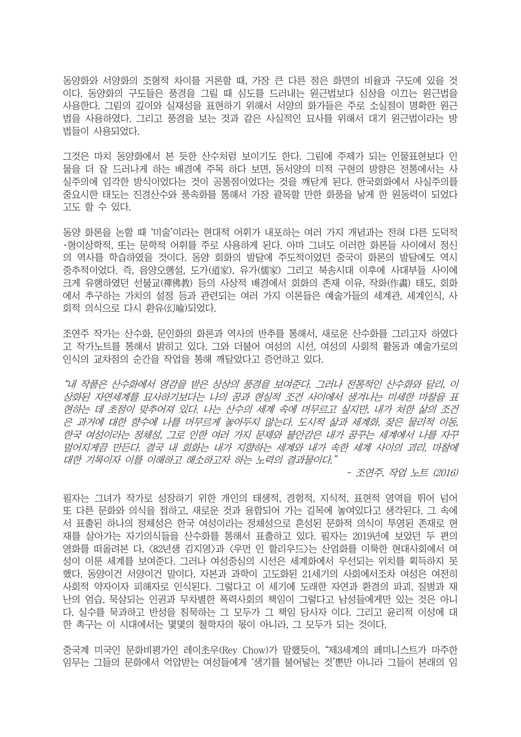동양화와 서양화의 조형적 차이를 거론할 때, 가장 큰 다른 점은 화면의 비율과 구도에 있을 것이다. 동양화의 구도들은 풍경을 그릴 때 심도를 드러내는 원근법보다 심상을 이끄는 원근법을 사용한다. 그림의 깊이와 실재성을 표현하기 위해서 서양의 화가들은 주로 소실점이 명확한 원근법을 사용하였다. 그리고 풍경을 보는 것과 같은 사실적인 묘사를 위해서 대기 원근법이라는 방법들이 사용되었다.

그것은 마치 동양화에서 본 듯한 산수처럼 보이기도 한다. 그림에 주제가 되는 인물표현보다 인물을 더 잘 드러나게 하는 배경에 주목 하다 보면, 동서양의 미적 구현의 방향은 전통에서는 사실주의에 입각한 방식이었다는 것이 공통점이었다는 것을 깨닫게 된다. 한국회화에서 사실주의를 중요시한 태도는 진경산수와 풍속화를 통해서 가장 괄목할 만한 화풍을 낳게 한 원동력이 되었다고도 할 수 있다.

동양 화론을 논할 때 '미술'이라는 현대적 어휘가 내포하는 여러 가지 개념과는 전혀 다른 도덕적·형이상학적, 또는 문학적 어휘를 주로 사용하게 된다. 아마 그녀도 이러한 화론들 사이에서 정신의 역사를 학습하였을 것이다. 동양 회화의 발달에 주도적이었던 중국이 화론의 발달에도 역시 중추적이었다. 즉, 음양오행설, 도가(道家), 유가(儒家) 그리고 북송시대 이후에 사대부들 사이에 크게 유행하였던 선불교(禪佛教) 등의 사상적 배경에서 회화의 존재 이유, 작화(作畵) 태도, 회화에서 추구하는 가치의 설정 등과 관련되는 여러 가지 이론들은 예술가들의 세계관, 세계인식, 사회적 의식으로 다시 환유(幻喩)되었다.

조연주 작가는 산수화, 문인화의 화론과 역사의 반추를 통해서, 새로운 산수화를 그리고자 하였다고 작가노트를 통해서 밝히고 있다. 그와 더불어 여성의 시선, 여성의 사회적 활동과 예술가로의 인식의 교차점의 순간을 작업을 통해 깨달았다고 증언하고 있다.

*"내 작품은 산수화에서 영감을 받은 상상의 풍경을 보여준다. 그러나 전통적인 산수화와 달리, 이상화된 자연세계를 묘사하기보다는 나의 꿈과 현실적 조건 사이에서 생겨나는 미세한 마찰을 표현하는 데 초점이 맞추어져 있다. 나는 산수의 세계 속에 머무르고 싶지만, 내가 처한 삶의 조건은 과거에 대한 향수에 나를 머무르게 놓아두지 않는다. 도시적 삶과 세계화, 잦은 물리적 이동, 한국 여성이라는 정체성, 그로 인한 여러 가지 문제와 불안감은 내가 꿈꾸는 세계에서 나를 자꾸 멀어지게끔 만든다. 결국 내 회화는 내가 지향하는 세계와 내가 속한 세계 사이의 괴리, 마찰에 대한 기록이자 이를 이해하고 해소하고자 하는 노력의 결과물이다."*

*- 조연주, 작업 노트 (2016)*

필자는 그녀가 작가로 성장하기 위한 개인의 태생적, 경험적, 지식적, 표현적 영역을 뛰어 넘어 또 다른 문화와 의식을 접하고, 새로운 것과 융합되어 가는 길목에 놓여있다고 생각된다. 그 속에서 표출된 하나의 정체성은 한국 여성이라는 정체성으로 혼성된 문화적 의식이 투영된 존재로 현재를 살아가는 자기의식들을 산수화를 통해서 표출하고 있다. 필자는 2019년에 보았던 두 편의 영화를 떠올려본 다, <82년생 김지영>과 <우먼 인 할리우드>는 산업화를 이룩한 현대사회에서 여성이 이룬 세계를 보여준다. 그러나 여성중심의 시선은 세계화에서 우선되는 위치를 획득하지 못했다. 동양이건 서양이건 말이다. 자본과 과학이 고도화된 21세기의 사회에서조차 여성은 여전히 사회적 약자이자 피해자로 인식된다. 그렇다고 이 세기에 도래한 자연과 환경의 파괴, 질병과 재난의 엄습, 묵살되는 인권과 무차별한 폭력사회의 책임이 그렇다고 남성들에게만 있는 것은 아니다. 실수를 묵과하고 반성을 침묵하는 그 모두가 그 책임 당사자 이다. 그리고 윤리적 이성에 대한 촉구는 이 시대에서는 몇몇의 철학자의 몫이 아니라, 그 모두가 되는 것이다.

중국계 미국인 문화비평가인 레이초우(Rey Chow)가 말했듯이, "제3세계의 페미니스트가 마주한 임무는 그들의 문화에서 억압받는 여성들에게 '생기를 불어넣는 것'뿐만 아니라 그들이 본래의 임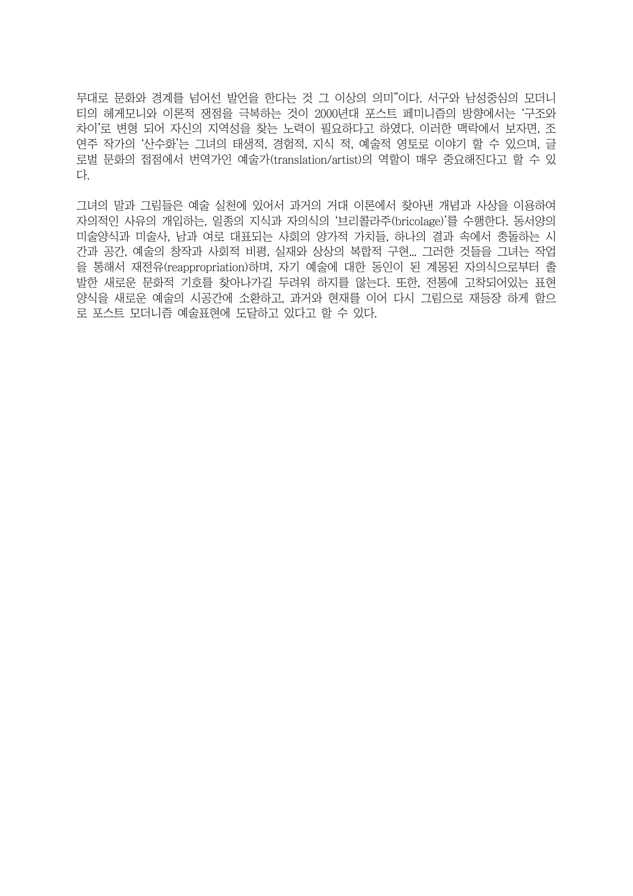무대로 문화와 경계를 넘어선 발언을 한다는 것 그 이상의 의미"이다. 서구와 남성중심의 모더니티의 헤게모니와 이론적 쟁점을 극복하는 것이 2000년대 포스트 페미니즘의 방향에서는 '구조와 차이'로 변형 되어 자신의 지역성을 찾는 노력이 필요하다고 하였다. 이러한 맥락에서 보자면, 조연주 작가의 '산수화'는 그녀의 태생적, 경험적, 지식 적, 예술적 영토로 이야기 할 수 있으며, 글로벌 문화의 접점에서 번역가인 예술가(translation/artist)의 역할이 매우 중요해진다고 할 수 있다.

그녀의 말과 그림들은 예술 실천에 있어서 과거의 거대 이론에서 찾아낸 개념과 사상을 이용하여 자의적인 사유의 개입하는, 일종의 지식과 자의식의 '브리콜라주(bricolage)'를 수행한다. 동서양의 미술양식과 미술사, 남과 여로 대표되는 사회의 양가적 가치들, 하나의 결과 속에서 충돌하는 시간과 공간, 예술의 창작과 사회적 비평, 실재와 상상의 복합적 구현... 그러한 것들을 그녀는 작업을 통해서 재전유(reappropriation)하며, 자기 예술에 대한 동인이 된 계몽된 자의식으로부터 출발한 새로운 문화적 기호를 찾아나가길 두려워 하지를 않는다. 또한, 전통에 고착되어있는 표현양식을 새로운 예술의 시공간에 소환하고, 과거와 현재를 이어 다시 그림으로 재등장 하게 함으로 포스트 모더니즘 예술표현에 도달하고 있다고 할 수 있다.